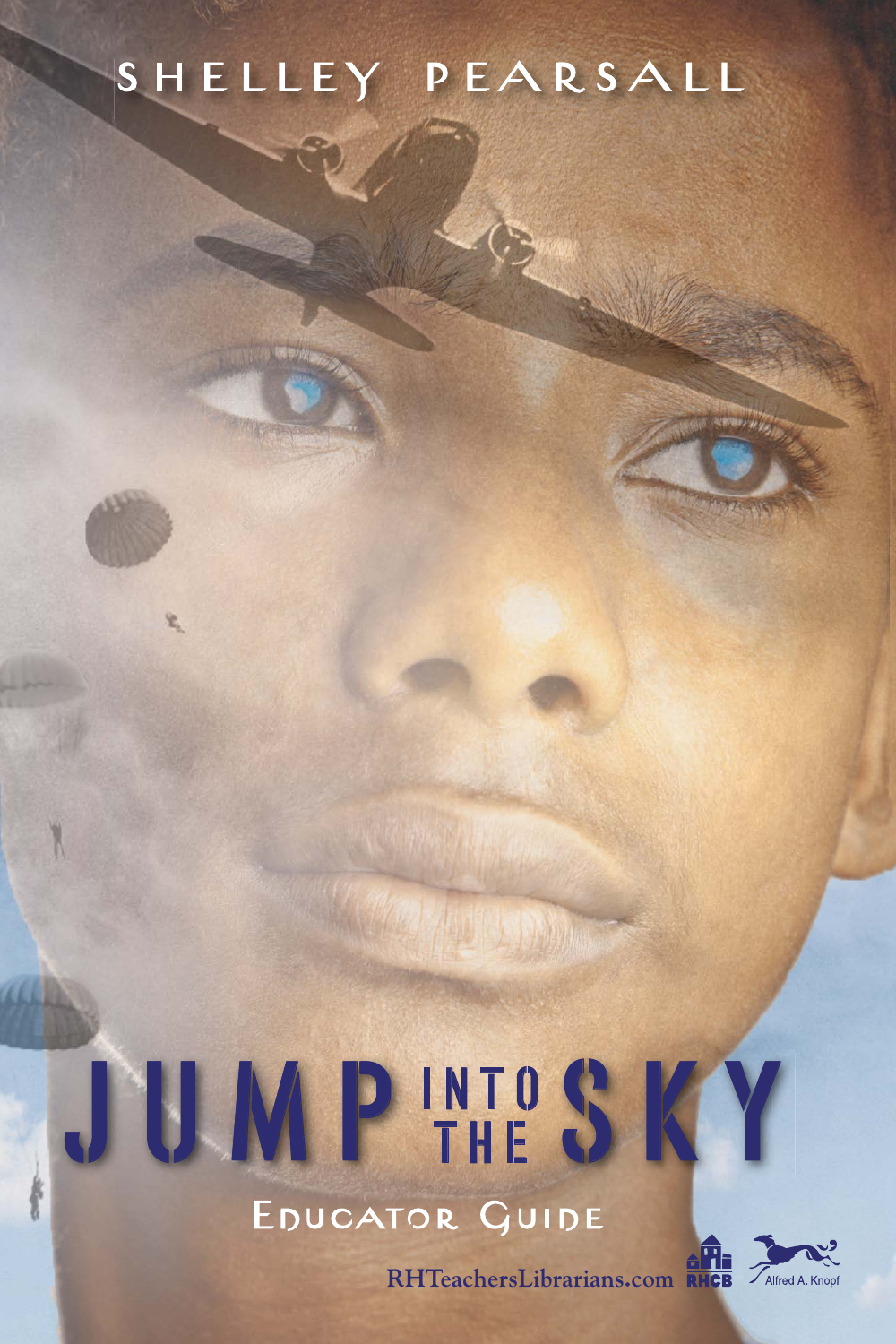SHELLEY PEARSALL

# JUMP INTO THE SKY

## EDUCATOR GUIDE

RHTeachersLibrarians.com

RHCB

Alfred A. Knopf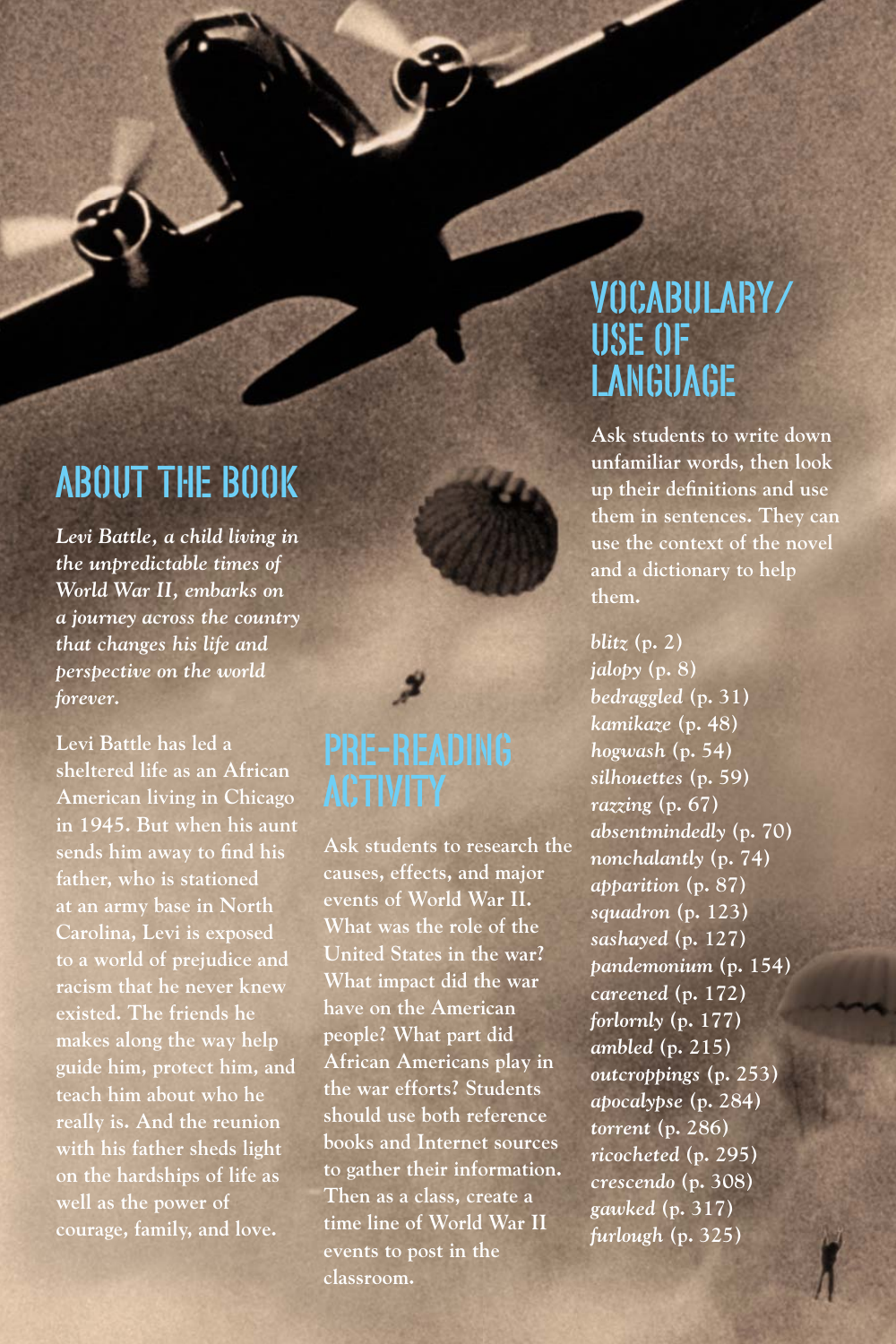## ABOUT THE BOOK

*Levi Battle, a child living in the unpredictable times of World War II, embarks on a journey across the country that changes his life and perspective on the world forever.*

Levi Battle has led a sheltered life as an African American living in Chicago in 1945. But when his aunt sends him away to find his father, who is stationed at an army base in North Carolina, Levi is exposed to a world of prejudice and racism that he never knew existed. The friends he makes along the way help guide him, protect him, and teach him about who he really is. And the reunion with his father sheds light on the hardships of life as well as the power of courage, family, and love.

## PRE-READING ACTIVITY

Ask students to research the causes, effects, and major events of World War II. What was the role of the United States in the war? What impact did the war have on the American people? What part did African Americans play in the war efforts? Students should use both reference books and Internet sources to gather their information. Then as a class, create a time line of World War II events to post in the classroom.

## VOCABULARY/ USE OF LANGUAGE

Ask students to write down unfamiliar words, then look up their definitions and use them in sentences. They can use the context of the novel and a dictionary to help them.

*blitz* (p. 2)
*jalopy* (p. 8)
*bedraggled* (p. 31)
*kamikaze* (p. 48)
*hogwash* (p. 54)
*silhouettes* (p. 59)
*razzing* (p. 67)
*absentmindedly* (p. 70)
*nonchalantly* (p. 74)
*apparition* (p. 87)
*squadron* (p. 123)
*sashayed* (p. 127)
*pandemonium* (p. 154)
*careened* (p. 172)
*forlornly* (p. 177)
*ambled* (p. 215)
*outcroppings* (p. 253)
*apocalypse* (p. 284)
*torrent* (p. 286)
*ricocheted* (p. 295)
*crescendo* (p. 308)
*gawked* (p. 317)
*furlough* (p. 325)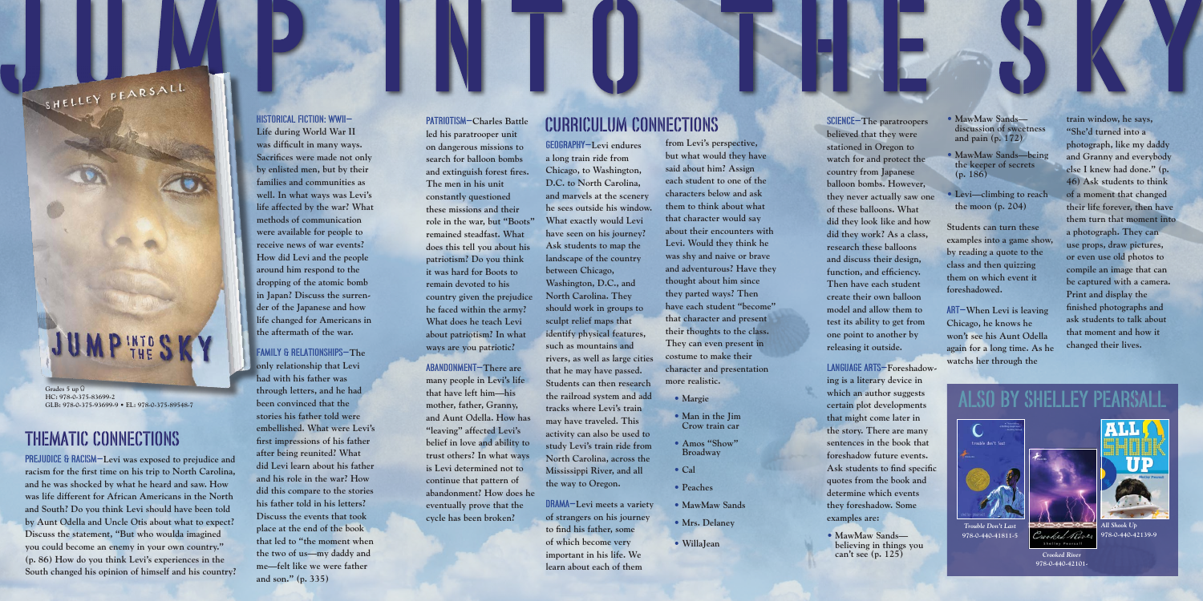# JUMP INTO THE SKY

SHELLEY PEARSALL

JUMP INTO THE SKY

Grades 5 up
HC: 978-0-375-83699-2
GLB: 978-0-375-93699-9 • EL: 978-0-375-89548-7

## THEMATIC CONNECTIONS

**PREJUDICE & RACISM—Levi was exposed to prejudice and racism for the first time on his trip to North Carolina, and he was shocked by what he heard and saw. How was life different for African Americans in the North and South? Do you think Levi should have been told by Aunt Odella and Uncle Otis about what to expect? Discuss the statement, "But who woulda imagined you could become an enemy in your own country." (p. 86) How do you think Levi's experiences in the South changed his opinion of himself and his country?**

**HISTORICAL FICTION: WWII—Life during World War II was difficult in many ways. Sacrifices were made not only by enlisted men, but by their families and communities as well. In what ways was Levi's life affected by the war? What methods of communication were available for people to receive news of war events? How did Levi and the people around him respond to the dropping of the atomic bomb in Japan? Discuss the surrender of the Japanese and how life changed for Americans in the aftermath of the war.**

**FAMILY & RELATIONSHIPS—The only relationship that Levi had with his father was through letters, and he had been convinced that the stories his father told were embellished. What were Levi's first impressions of his father after being reunited? What did Levi learn about his father and his role in the war? How did this compare to the stories his father told in his letters? Discuss the events that took place at the end of the book that led to "the moment when the two of us—my daddy and me—felt like we were father and son." (p. 335)**

**PATRIOTISM—Charles Battle led his paratrooper unit on dangerous missions to search for balloon bombs and extinguish forest fires. The men in his unit constantly questioned these missions and their role in the war, but "Boots" remained steadfast. What does this tell you about his patriotism? Do you think it was hard for Boots to remain devoted to his country given the prejudice he faced within the army? What does he teach Levi about patriotism? In what ways are you patriotic?**

**ABANDONMENT—There are many people in Levi's life that have left him—his mother, father, Granny, and Aunt Odella. How has "leaving" affected Levi's belief in love and ability to trust others? In what ways is Levi determined not to continue that pattern of abandonment? How does he eventually prove that the cycle has been broken?**

## CURRICULUM CONNECTIONS

**GEOGRAPHY—Levi endures a long train ride from Chicago, to Washington, D.C. to North Carolina, and marvels at the scenery he sees outside his window. What exactly would Levi have seen on his journey? Ask students to map the landscape of the country between Chicago, Washington, D.C., and North Carolina. They should work in groups to sculpt relief maps that identify physical features, such as mountains and rivers, as well as large cities that he may have passed. Students can then research the railroad system and add tracks where Levi's train may have traveled. This activity can also be used to study Levi's train ride from North Carolina, across the Mississippi River, and all the way to Oregon.**

**DRAMA—Levi meets a variety of strangers on his journey to find his father, some of which become very important in his life. We learn about each of them from Levi's perspective, but what would they have said about him? Assign each student to one of the characters below and ask them to think about what that character would say about their encounters with Levi. Would they think he was shy and naive or brave and adventurous? Have they thought about him since they parted ways? Then have each student "become" that character and present their thoughts to the class. They can even present in costume to make their character and presentation more realistic.**

- **Margie**
- **Man in the Jim Crow train car**
- **Amos "Show" Broadway**
- **Cal**
- **Peaches**
- **MawMaw Sands**
- **Mrs. Delaney**
- **WillaJean**

**SCIENCE—The paratroopers believed that they were stationed in Oregon to watch for and protect the country from Japanese balloon bombs. However, they never actually saw one of these balloons. What did they look like and how did they work? As a class, research these balloons and discuss their design, function, and efficiency. Then have each student create their own balloon model and allow them to test its ability to get from one point to another by releasing it outside.**

**LANGUAGE ARTS—Foreshadowing is a literary device in which an author suggests certain plot developments that might come later in the story. There are many sentences in the book that foreshadow future events. Ask students to find specific quotes from the book and determine which events they foreshadow. Some examples are:**

- **MawMaw Sands—believing in things you can't see (p. 125)**
- **MawMaw Sands—discussion of sweetness and pain (p. 172)**
- **MawMaw Sands—being the keeper of secrets (p. 186)**
- **Levi—climbing to reach the moon (p. 204)**

**Students can turn these examples into a game show, by reading a quote to the class and then quizzing them on which event it foreshadowed.**

**ART—When Levi is leaving Chicago, he knows he won't see his Aunt Odella again for a long time. As he watchs her through the train window, he says, "She'd turned into a photograph, like my daddy and Granny and everybody else I knew had done." (p. 46) Ask students to think of a moment that changed their life forever, then have them turn that moment into a photograph. They can use props, draw pictures, or even use old photos to compile an image that can be captured with a camera. Print and display the finished photographs and ask students to talk about that moment and how it changed their lives.**

## ALSO BY SHELLEY PEARSALL

*Trouble Don't Last*
978-0-440-41811-5

*Crooked River*
978-0-440-42101-

*All Shook Up*
978-0-440-42139-9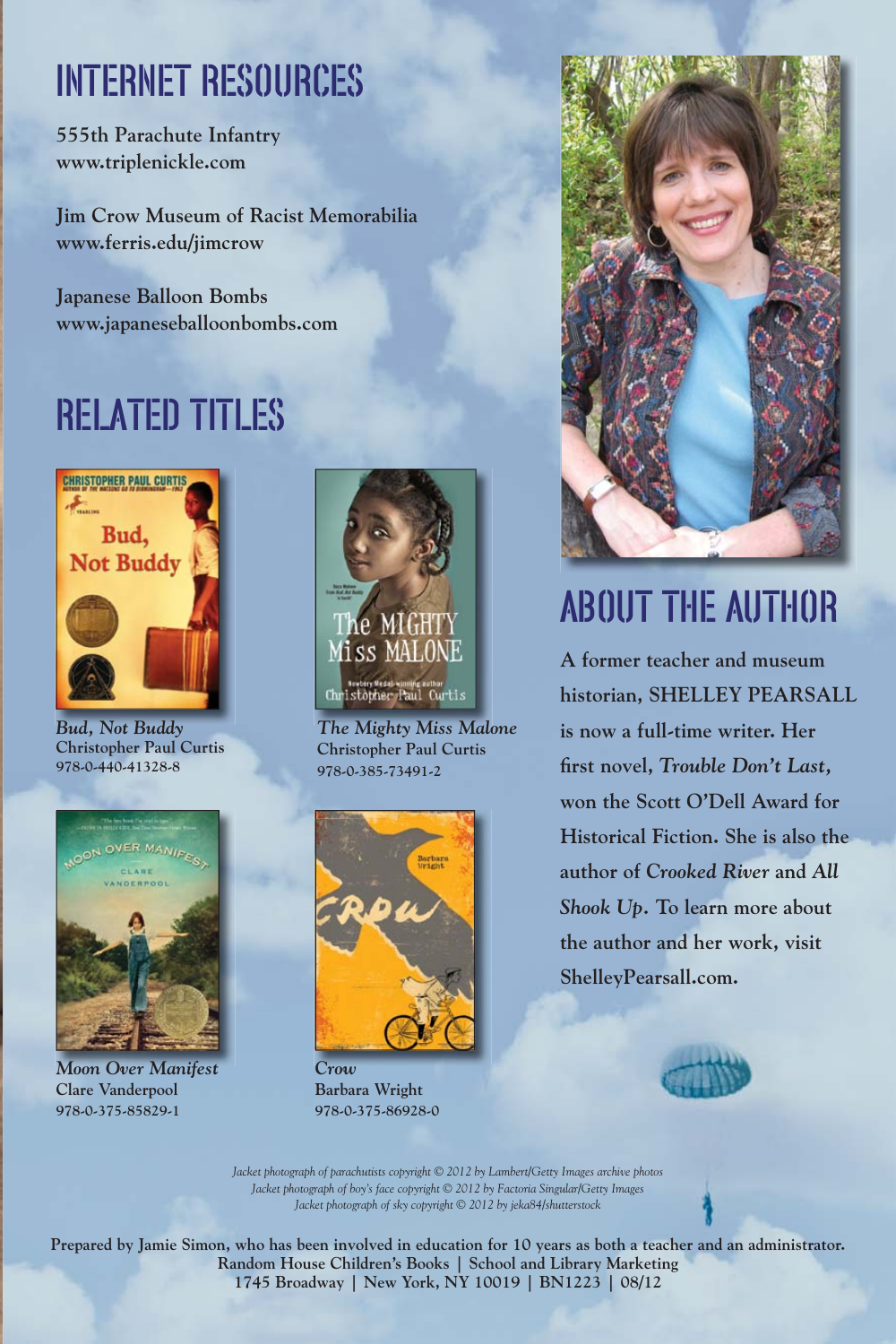## INTERNET RESOURCES

**555th Parachute Infantry**
**www.triplenickle.com**

**Jim Crow Museum of Racist Memorabilia**
**www.ferris.edu/jimcrow**

**Japanese Balloon Bombs**
**www.japaneseballoonbombs.com**

## RELATED TITLES

***Bud, Not Buddy***
**Christopher Paul Curtis**
**978-0-440-41328-8**

***The Mighty Miss Malone***
**Christopher Paul Curtis**
**978-0-385-73491-2**

***Moon Over Manifest***
**Clare Vanderpool**
**978-0-375-85829-1**

***Crow***
**Barbara Wright**
**978-0-375-86928-0**

## ABOUT THE AUTHOR

**A former teacher and museum historian, SHELLEY PEARSALL is now a full-time writer. Her first novel, *Trouble Don't Last*, won the Scott O'Dell Award for Historical Fiction. She is also the author of *Crooked River* and *All Shook Up*. To learn more about the author and her work, visit ShelleyPearsall.com.**

*Jacket photograph of parachutists copyright © 2012 by Lambert/Getty Images archive photos*
*Jacket photograph of boy's face copyright © 2012 by Factoria Singular/Getty Images*
*Jacket photograph of sky copyright © 2012 by jeka84/shutterstock*

**Prepared by Jamie Simon, who has been involved in education for 10 years as both a teacher and an administrator.**
**Random House Children's Books | School and Library Marketing**
**1745 Broadway | New York, NY 10019 | BN1223 | 08/12**